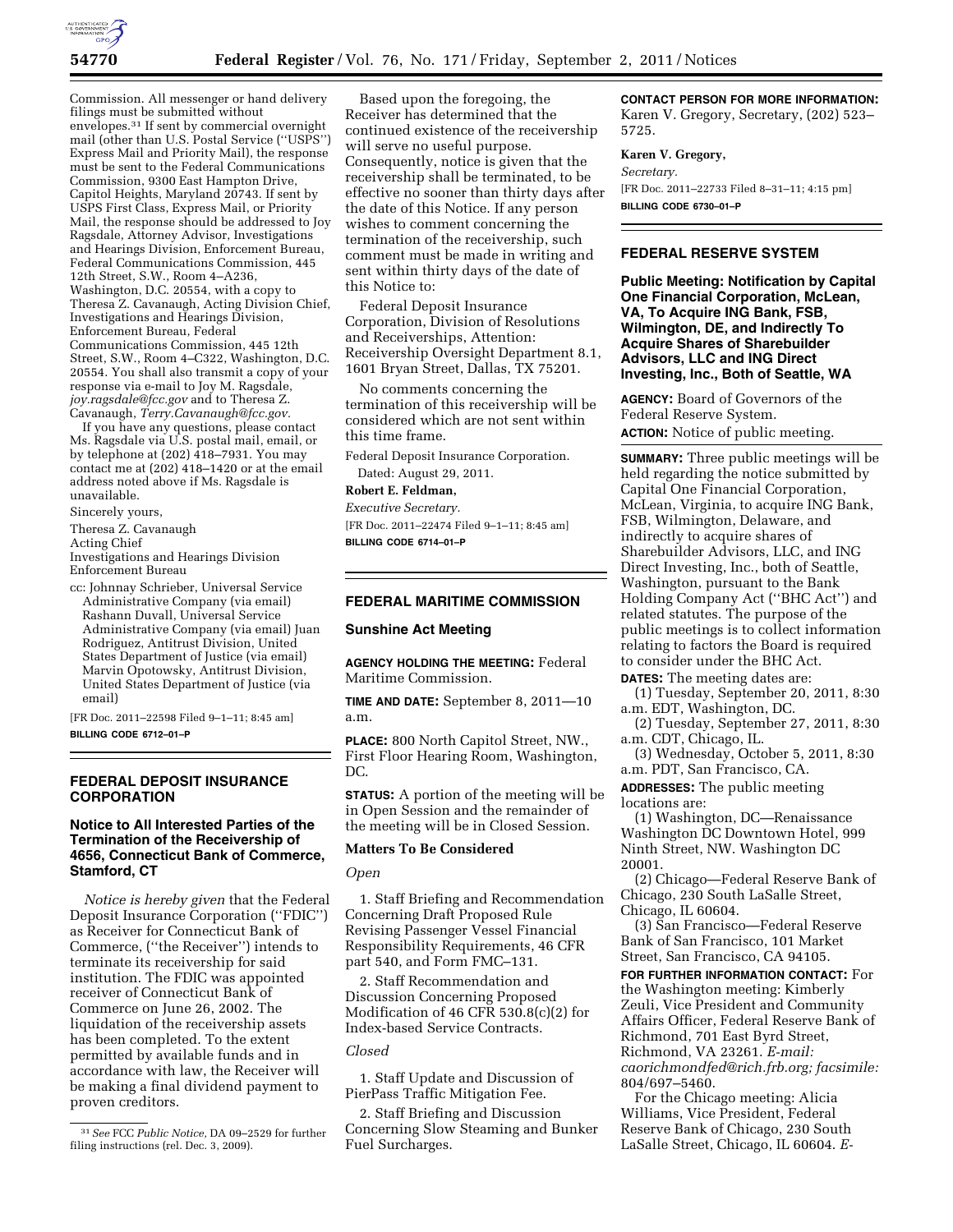Commission. All messenger or hand delivery filings must be submitted without envelopes.[31] If sent by commercial overnight mail (other than U.S. Postal Service (''USPS'') Express Mail and Priority Mail), the response must be sent to the Federal Communications Commission, 9300 East Hampton Drive, Capitol Heights, Maryland 20743. If sent by USPS First Class, Express Mail, or Priority Mail, the response should be addressed to Joy Ragsdale, Attorney Advisor, Investigations and Hearings Division, Enforcement Bureau, Federal Communications Commission, 445 12th Street, S.W., Room 4–A236, Washington, D.C. 20554, with a copy to Theresa Z. Cavanaugh, Acting Division Chief, Investigations and Hearings Division, Enforcement Bureau, Federal Communications Commission, 445 12th Street, S.W., Room 4–C322, Washington, D.C. 20554. You shall also transmit a copy of your response via e-mail to Joy M. Ragsdale, *joy.ragsdale@fcc.gov* and to Theresa Z. Cavanaugh, *Terry.Cavanaugh@fcc.gov.*

If you have any questions, please contact Ms. Ragsdale via U.S. postal mail, email, or by telephone at (202) 418–7931. You may contact me at (202) 418–1420 or at the email address noted above if Ms. Ragsdale is unavailable.

Sincerely yours,

Theresa Z. Cavanaugh
Acting Chief
Investigations and Hearings Division
Enforcement Bureau

cc: Johnnay Schrieber, Universal Service Administrative Company (via email) Rashann Duvall, Universal Service Administrative Company (via email) Juan Rodriguez, Antitrust Division, United States Department of Justice (via email) Marvin Opotowsky, Antitrust Division, United States Department of Justice (via email)

[FR Doc. 2011–22598 Filed 9–1–11; 8:45 am]

**BILLING CODE 6712–01–P**

[31] *See* FCC *Public Notice,* DA 09–2529 for further filing instructions (rel. Dec. 3, 2009).

## FEDERAL DEPOSIT INSURANCE CORPORATION

### Notice to All Interested Parties of the Termination of the Receivership of 4656, Connecticut Bank of Commerce, Stamford, CT

*Notice is hereby given* that the Federal Deposit Insurance Corporation (''FDIC'') as Receiver for Connecticut Bank of Commerce, (''the Receiver'') intends to terminate its receivership for said institution. The FDIC was appointed receiver of Connecticut Bank of Commerce on June 26, 2002. The liquidation of the receivership assets has been completed. To the extent permitted by available funds and in accordance with law, the Receiver will be making a final dividend payment to proven creditors.

Based upon the foregoing, the Receiver has determined that the continued existence of the receivership will serve no useful purpose. Consequently, notice is given that the receivership shall be terminated, to be effective no sooner than thirty days after the date of this Notice. If any person wishes to comment concerning the termination of the receivership, such comment must be made in writing and sent within thirty days of the date of this Notice to:

Federal Deposit Insurance Corporation, Division of Resolutions and Receiverships, Attention: Receivership Oversight Department 8.1, 1601 Bryan Street, Dallas, TX 75201.

No comments concerning the termination of this receivership will be considered which are not sent within this time frame.

Federal Deposit Insurance Corporation.

Dated: August 29, 2011.

**Robert E. Feldman,**

*Executive Secretary.*

[FR Doc. 2011–22474 Filed 9–1–11; 8:45 am]

**BILLING CODE 6714–01–P**

## FEDERAL MARITIME COMMISSION

### Sunshine Act Meeting

**AGENCY HOLDING THE MEETING:** Federal Maritime Commission.

**TIME AND DATE:** September 8, 2011—10 a.m.

**PLACE:** 800 North Capitol Street, NW., First Floor Hearing Room, Washington, DC.

**STATUS:** A portion of the meeting will be in Open Session and the remainder of the meeting will be in Closed Session.

#### Matters To Be Considered

*Open*

1. Staff Briefing and Recommendation Concerning Draft Proposed Rule Revising Passenger Vessel Financial Responsibility Requirements, 46 CFR part 540, and Form FMC–131.

2. Staff Recommendation and Discussion Concerning Proposed Modification of 46 CFR 530.8(c)(2) for Index-based Service Contracts.

*Closed*

1. Staff Update and Discussion of PierPass Traffic Mitigation Fee.

2. Staff Briefing and Discussion Concerning Slow Steaming and Bunker Fuel Surcharges.

**CONTACT PERSON FOR MORE INFORMATION:** Karen V. Gregory, Secretary, (202) 523–5725.

**Karen V. Gregory,**

*Secretary.*

[FR Doc. 2011–22733 Filed 8–31–11; 4:15 pm]

**BILLING CODE 6730–01–P**

## FEDERAL RESERVE SYSTEM

### Public Meeting: Notification by Capital One Financial Corporation, McLean, VA, To Acquire ING Bank, FSB, Wilmington, DE, and Indirectly To Acquire Shares of Sharebuilder Advisors, LLC and ING Direct Investing, Inc., Both of Seattle, WA

**AGENCY:** Board of Governors of the Federal Reserve System.

**ACTION:** Notice of public meeting.

**SUMMARY:** Three public meetings will be held regarding the notice submitted by Capital One Financial Corporation, McLean, Virginia, to acquire ING Bank, FSB, Wilmington, Delaware, and indirectly to acquire shares of Sharebuilder Advisors, LLC, and ING Direct Investing, Inc., both of Seattle, Washington, pursuant to the Bank Holding Company Act (''BHC Act'') and related statutes. The purpose of the public meetings is to collect information relating to factors the Board is required to consider under the BHC Act.

**DATES:** The meeting dates are:

(1) Tuesday, September 20, 2011, 8:30 a.m. EDT, Washington, DC.

(2) Tuesday, September 27, 2011, 8:30 a.m. CDT, Chicago, IL.

(3) Wednesday, October 5, 2011, 8:30 a.m. PDT, San Francisco, CA.

**ADDRESSES:** The public meeting locations are:

(1) Washington, DC—Renaissance Washington DC Downtown Hotel, 999 Ninth Street, NW. Washington DC 20001.

(2) Chicago—Federal Reserve Bank of Chicago, 230 South LaSalle Street, Chicago, IL 60604.

(3) San Francisco—Federal Reserve Bank of San Francisco, 101 Market Street, San Francisco, CA 94105.

**FOR FURTHER INFORMATION CONTACT:** For the Washington meeting: Kimberly Zeuli, Vice President and Community Affairs Officer, Federal Reserve Bank of Richmond, 701 East Byrd Street, Richmond, VA 23261. *E-mail: caorichmondfed@rich.frb.org; facsimile:* 804/697–5460.

For the Chicago meeting: Alicia Williams, Vice President, Federal Reserve Bank of Chicago, 230 South LaSalle Street, Chicago, IL 60604. *E-*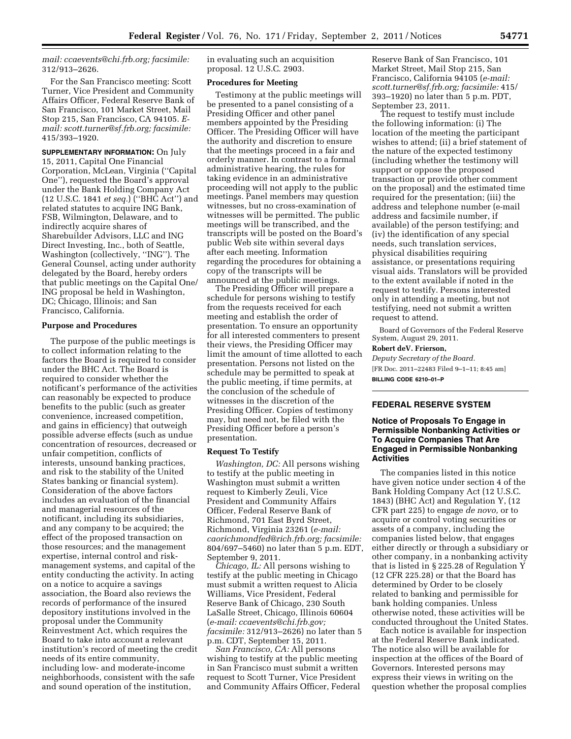*mail: ccaevents@chi.frb.org; facsimile:* 312/913–2626.

For the San Francisco meeting: Scott Turner, Vice President and Community Affairs Officer, Federal Reserve Bank of San Francisco, 101 Market Street, Mail Stop 215, San Francisco, CA 94105. *E-mail: scott.turner@sf.frb.org; facsimile:* 415/393–1920.

**SUPPLEMENTARY INFORMATION:** On July 15, 2011, Capital One Financial Corporation, McLean, Virginia (''Capital One''), requested the Board's approval under the Bank Holding Company Act (12 U.S.C. 1841 *et seq.*) (''BHC Act'') and related statutes to acquire ING Bank, FSB, Wilmington, Delaware, and to indirectly acquire shares of Sharebuilder Advisors, LLC and ING Direct Investing, Inc., both of Seattle, Washington (collectively, ''ING''). The General Counsel, acting under authority delegated by the Board, hereby orders that public meetings on the Capital One/ING proposal be held in Washington, DC; Chicago, Illinois; and San Francisco, California.

## Purpose and Procedures

The purpose of the public meetings is to collect information relating to the factors the Board is required to consider under the BHC Act. The Board is required to consider whether the notificant's performance of the activities can reasonably be expected to produce benefits to the public (such as greater convenience, increased competition, and gains in efficiency) that outweigh possible adverse effects (such as undue concentration of resources, decreased or unfair competition, conflicts of interests, unsound banking practices, and risk to the stability of the United States banking or financial system). Consideration of the above factors includes an evaluation of the financial and managerial resources of the notificant, including its subsidiaries, and any company to be acquired; the effect of the proposed transaction on those resources; and the management expertise, internal control and risk-management systems, and capital of the entity conducting the activity. In acting on a notice to acquire a savings association, the Board also reviews the records of performance of the insured depository institutions involved in the proposal under the Community Reinvestment Act, which requires the Board to take into account a relevant institution's record of meeting the credit needs of its entire community, including low- and moderate-income neighborhoods, consistent with the safe and sound operation of the institution, in evaluating such an acquisition proposal. 12 U.S.C. 2903.

## Procedures for Meeting

Testimony at the public meetings will be presented to a panel consisting of a Presiding Officer and other panel members appointed by the Presiding Officer. The Presiding Officer will have the authority and discretion to ensure that the meetings proceed in a fair and orderly manner. In contrast to a formal administrative hearing, the rules for taking evidence in an administrative proceeding will not apply to the public meetings. Panel members may question witnesses, but no cross-examination of witnesses will be permitted. The public meetings will be transcribed, and the transcripts will be posted on the Board's public Web site within several days after each meeting. Information regarding the procedures for obtaining a copy of the transcripts will be announced at the public meetings.

The Presiding Officer will prepare a schedule for persons wishing to testify from the requests received for each meeting and establish the order of presentation. To ensure an opportunity for all interested commenters to present their views, the Presiding Officer may limit the amount of time allotted to each presentation. Persons not listed on the schedule may be permitted to speak at the public meeting, if time permits, at the conclusion of the schedule of witnesses in the discretion of the Presiding Officer. Copies of testimony may, but need not, be filed with the Presiding Officer before a person's presentation.

## Request To Testify

*Washington, DC:* All persons wishing to testify at the public meeting in Washington must submit a written request to Kimberly Zeuli, Vice President and Community Affairs Officer, Federal Reserve Bank of Richmond, 701 East Byrd Street, Richmond, Virginia 23261 (*e-mail: caorichmondfed@rich.frb.org; facsimile:* 804/697–5460) no later than 5 p.m. EDT, September 9, 2011.

*Chicago, IL:* All persons wishing to testify at the public meeting in Chicago must submit a written request to Alicia Williams, Vice President, Federal Reserve Bank of Chicago, 230 South LaSalle Street, Chicago, Illinois 60604 (*e-mail: ccaevents@chi.frb.gov; facsimile:* 312/913–2626) no later than 5 p.m. CDT, September 15, 2011.

*San Francisco, CA:* All persons wishing to testify at the public meeting in San Francisco must submit a written request to Scott Turner, Vice President and Community Affairs Officer, Federal Reserve Bank of San Francisco, 101 Market Street, Mail Stop 215, San Francisco, California 94105 (*e-mail: scott.turner@sf.frb.org; facsimile:* 415/393–1920) no later than 5 p.m. PDT, September 23, 2011.

The request to testify must include the following information: (i) The location of the meeting the participant wishes to attend; (ii) a brief statement of the nature of the expected testimony (including whether the testimony will support or oppose the proposed transaction or provide other comment on the proposal) and the estimated time required for the presentation; (iii) the address and telephone number (e-mail address and facsimile number, if available) of the person testifying; and (iv) the identification of any special needs, such translation services, physical disabilities requiring assistance, or presentations requiring visual aids. Translators will be provided to the extent available if noted in the request to testify. Persons interested only in attending a meeting, but not testifying, need not submit a written request to attend.

Board of Governors of the Federal Reserve System, August 29, 2011.

**Robert deV. Frierson,**

*Deputy Secretary of the Board.*

[FR Doc. 2011–22483 Filed 9–1–11; 8:45 am]

**BILLING CODE 6210–01–P**

---

## FEDERAL RESERVE SYSTEM

### Notice of Proposals To Engage in Permissible Nonbanking Activities or To Acquire Companies That Are Engaged in Permissible Nonbanking Activities

The companies listed in this notice have given notice under section 4 of the Bank Holding Company Act (12 U.S.C. 1843) (BHC Act) and Regulation Y, (12 CFR part 225) to engage *de novo,* or to acquire or control voting securities or assets of a company, including the companies listed below, that engages either directly or through a subsidiary or other company, in a nonbanking activity that is listed in § 225.28 of Regulation Y (12 CFR 225.28) or that the Board has determined by Order to be closely related to banking and permissible for bank holding companies. Unless otherwise noted, these activities will be conducted throughout the United States.

Each notice is available for inspection at the Federal Reserve Bank indicated. The notice also will be available for inspection at the offices of the Board of Governors. Interested persons may express their views in writing on the question whether the proposal complies